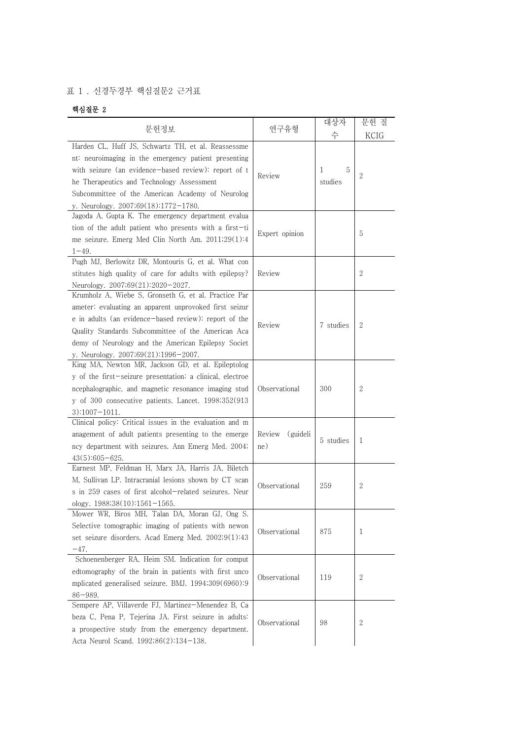표 1 . 신경두경부 핵심질문2 근거표

**핵심질문 2**

| 문헌정보 | 연구유형 | 대상자 수 | 문헌 질 KCIG |
|---|---|---|---|
| Harden CL, Huff JS, Schwartz TH, et al. Reassessment: neuroimaging in the emergency patient presenting with seizure (an evidence-based review): report of the Therapeutics and Technology Assessment Subcommittee of the American Academy of Neurology. Neurology. 2007;69(18):1772-1780. | Review | 15 studies | 2 |
| Jagoda A, Gupta K. The emergency department evaluation of the adult patient who presents with a first-time seizure. Emerg Med Clin North Am. 2011;29(1):41-49. | Expert opinion | | 5 |
| Pugh MJ, Berlowitz DR, Montouris G, et al. What constitutes high quality of care for adults with epilepsy? Neurology. 2007;69(21):2020-2027. | Review | | 2 |
| Krumholz A, Wiebe S, Gronseth G, et al. Practice Parameter: evaluating an apparent unprovoked first seizure in adults (an evidence-based review): report of the Quality Standards Subcommittee of the American Academy of Neurology and the American Epilepsy Society. Neurology. 2007;69(21):1996-2007. | Review | 7 studies | 2 |
| King MA, Newton MR, Jackson GD, et al. Epileptology of the first-seizure presentation: a clinical, electroencephalographic, and magnetic resonance imaging study of 300 consecutive patients. Lancet. 1998;352(9133):1007-1011. | Observational | 300 | 2 |
| Clinical policy: Critical issues in the evaluation and management of adult patients presenting to the emergency department with seizures. Ann Emerg Med. 2004;43(5):605-625. | Review (guideline) | 5 studies | 1 |
| Earnest MP, Feldman H, Marx JA, Harris JA, Biletch M, Sullivan LP. Intracranial lesions shown by CT scans in 259 cases of first alcohol-related seizures. Neurology. 1988;38(10):1561-1565. | Observational | 259 | 2 |
| Mower WR, Biros MH, Talan DA, Moran GJ, Ong S. Selective tomographic imaging of patients with newonset seizure disorders. Acad Emerg Med. 2002;9(1):43-47. | Observational | 875 | 1 |
| Schoenenberger RA, Heim SM. Indication for computedtomography of the brain in patients with first uncomplicated generalised seizure. BMJ. 1994;309(6960):986-989. | Observational | 119 | 2 |
| Sempere AP, Villaverde FJ, Martinez-Menendez B, Cabeza C, Pena P, Tejerina JA. First seizure in adults: a prospective study from the emergency department. Acta Neurol Scand. 1992;86(2):134-138. | Observational | 98 | 2 |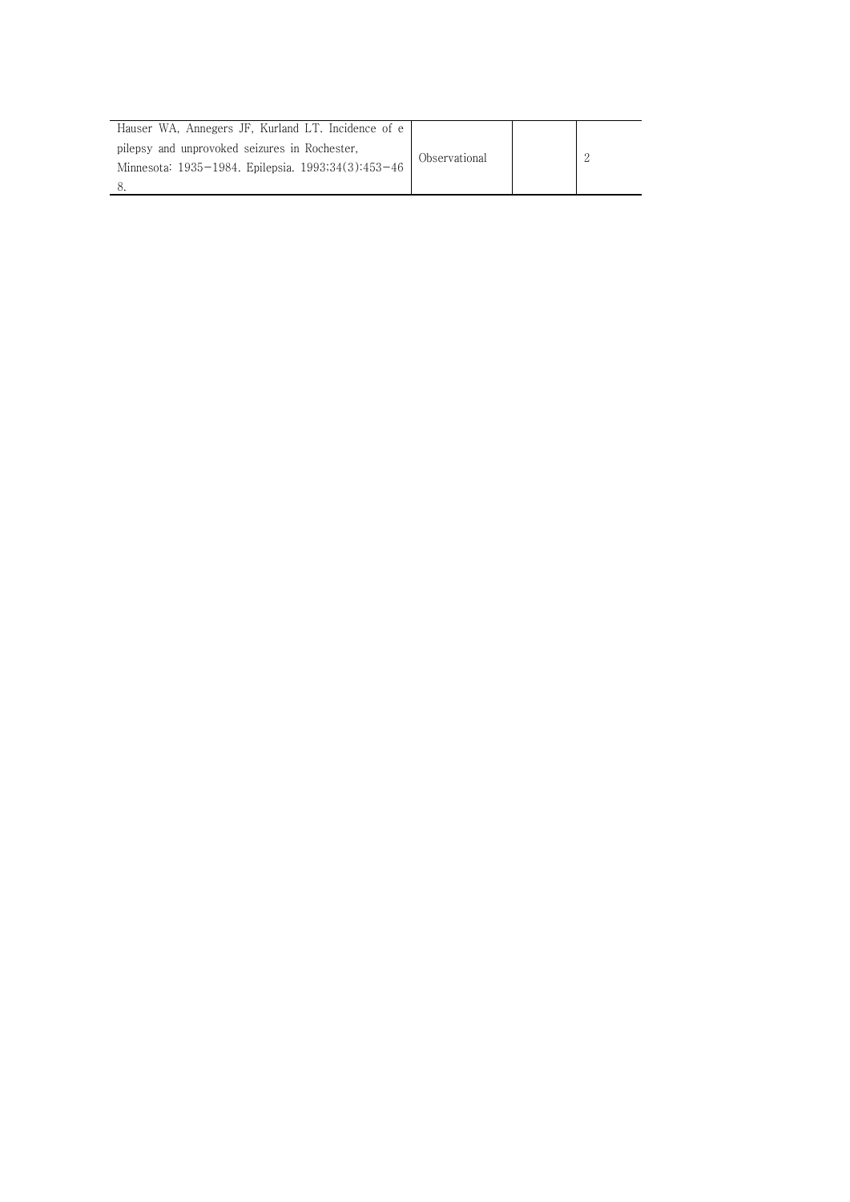| | | | |
|---|---|---|---|
| Hauser WA, Annegers JF, Kurland LT. Incidence of epilepsy and unprovoked seizures in Rochester, Minnesota: 1935–1984. Epilepsia. 1993;34(3):453–468. | Observational | | 2 |